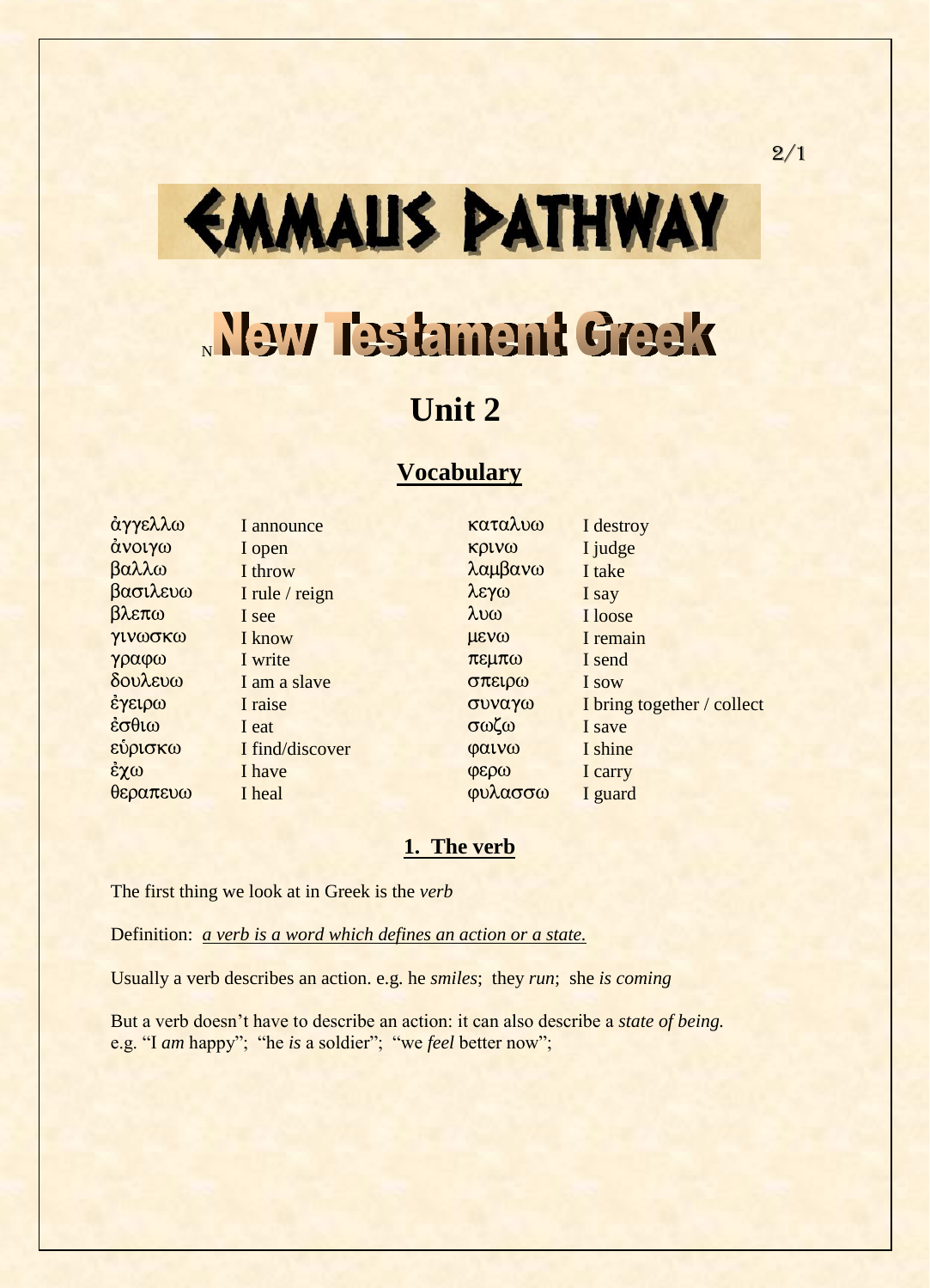# EMMAUS PATHWAY

# New Testament Greek

## Unit 2

### Vocabulary

| | | | |
|---|---|---|---|
| ἀγγελλω | I announce | καταλυω | I destroy |
| ἀνοιγω | I open | κρινω | I judge |
| βαλλω | I throw | λαμβανω | I take |
| βασιλευω | I rule / reign | λεγω | I say |
| βλεπω | I see | λυω | I loose |
| γινωσκω | I know | μενω | I remain |
| γραφω | I write | πεμπω | I send |
| δουλευω | I am a slave | σπειρω | I sow |
| ἐγειρω | I raise | συναγω | I bring together / collect |
| ἐσθιω | I eat | σωζω | I save |
| εὑρισκω | I find/discover | φαινω | I shine |
| ἐχω | I have | φερω | I carry |
| θεραπευω | I heal | φυλασσω | I guard |

### 1. The verb

The first thing we look at in Greek is the *verb*

Definition: *a verb is a word which defines an action or a state.*

Usually a verb describes an action. e.g. he *smiles*; they *run*; she *is coming*

But a verb doesn't have to describe an action: it can also describe a *state of being.* e.g. "I *am* happy"; "he *is* a soldier"; "we *feel* better now";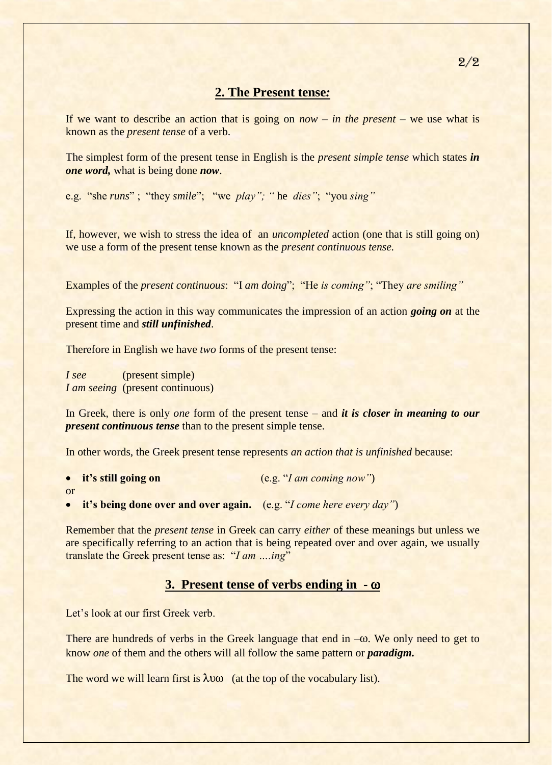## 2. The Present tense:

If we want to describe an action that is going on *now* – *in the present* – we use what is known as the *present tense* of a verb.

The simplest form of the present tense in English is the *present simple tense* which states ***in one word,*** what is being done ***now***.

e.g. "she *runs*" ; "they *smile*"; "we *play"; "* he *dies"*; "you *sing"*

If, however, we wish to stress the idea of an *uncompleted* action (one that is still going on) we use a form of the present tense known as the *present continuous tense.*

Examples of the *present continuous*: "I *am doing*"; "He *is coming"*; "They *are smiling"*

Expressing the action in this way communicates the impression of an action ***going on*** at the present time and ***still unfinished***.

Therefore in English we have *two* forms of the present tense:

*I see* (present simple)
*I am seeing* (present continuous)

In Greek, there is only *one* form of the present tense – and ***it is closer in meaning to our present continuous tense*** than to the present simple tense.

In other words, the Greek present tense represents *an action that is unfinished* because:

- **it's still going on** (e.g. "*I am coming now"*)

or

- **it's being done over and over again.** (e.g. "*I come here every day"*)

Remember that the *present tense* in Greek can carry *either* of these meanings but unless we are specifically referring to an action that is being repeated over and over again, we usually translate the Greek present tense as: "*I am ….ing*"

## 3. Present tense of verbs ending in - ω

Let's look at our first Greek verb.

There are hundreds of verbs in the Greek language that end in –ω. We only need to get to know *one* of them and the others will all follow the same pattern or ***paradigm.***

The word we will learn first is λυω (at the top of the vocabulary list).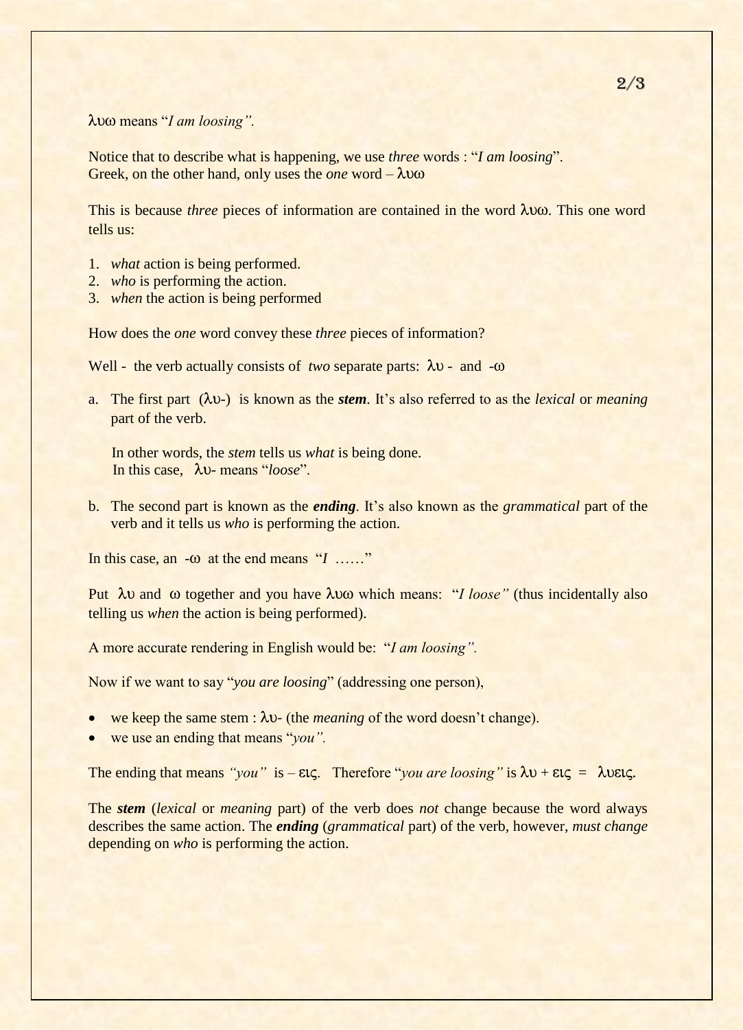λυω means "*I am loosing".*

Notice that to describe what is happening, we use *three* words : "*I am loosing*".
Greek, on the other hand, only uses the *one* word – λυω

This is because *three* pieces of information are contained in the word λυω. This one word tells us:

1. *what* action is being performed.
2. *who* is performing the action.
3. *when* the action is being performed

How does the *one* word convey these *three* pieces of information?

Well - the verb actually consists of *two* separate parts: λυ - and -ω

a. The first part (λυ-) is known as the ***stem***. It's also referred to as the *lexical* or *meaning* part of the verb.

   In other words, the *stem* tells us *what* is being done.
   In this case, λυ- means "*loose*".

b. The second part is known as the ***ending***. It's also known as the *grammatical* part of the verb and it tells us *who* is performing the action.

In this case, an -ω at the end means "*I* ……"

Put λυ and ω together and you have λυω which means: "*I loose"* (thus incidentally also telling us *when* the action is being performed).

A more accurate rendering in English would be: "*I am loosing".*

Now if we want to say "*you are loosing*" (addressing one person),

- we keep the same stem : λυ- (the *meaning* of the word doesn't change).
- we use an ending that means "*you".*

The ending that means *"you"* is – εις. Therefore "*you are loosing"* is λυ + εις = λυεις.

The ***stem*** (*lexical* or *meaning* part) of the verb does *not* change because the word always describes the same action. The ***ending*** (*grammatical* part) of the verb, however, *must change* depending on *who* is performing the action.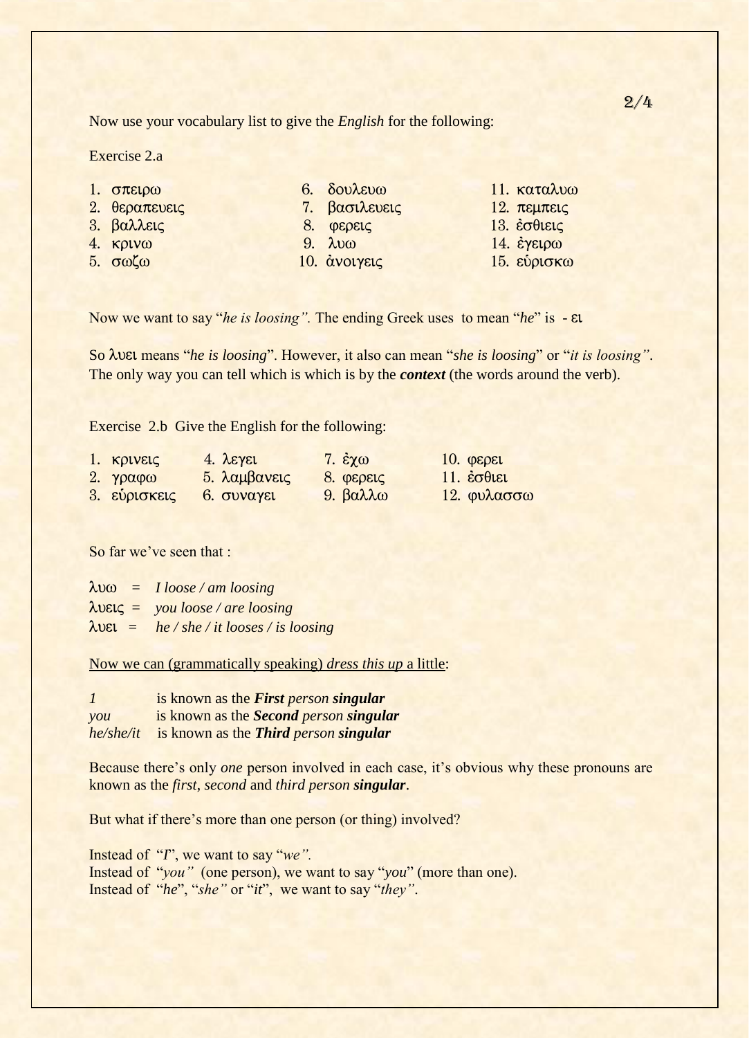Now use your vocabulary list to give the *English* for the following:

Exercise 2.a

| | | |
|---|---|---|
| 1. σπειρω | 6. δουλευω | 11. καταλυω |
| 2. θεραπευεις | 7. βασιλευεις | 12. πεμπεις |
| 3. βαλλεις | 8. φερεις | 13. ἐσθιεις |
| 4. κρινω | 9. λυω | 14. ἐγειρω |
| 5. σωζω | 10. ἀνοιγεις | 15. εὑρισκω |

Now we want to say "*he is loosing".* The ending Greek uses to mean "*he*" is - ει

So λυει means "*he is loosing*". However, it also can mean "*she is loosing*" or "*it is loosing"*. The only way you can tell which is which is by the ***context*** (the words around the verb).

Exercise 2.b Give the English for the following:

| | | | |
|---|---|---|---|
| 1. κρινεις | 4. λεγει | 7. ἐχω | 10. φερει |
| 2. γραφω | 5. λαμβανεις | 8. φερεις | 11. ἐσθιει |
| 3. εὑρισκεις | 6. συναγει | 9. βαλλω | 12. φυλασσω |

So far we've seen that :

λυω = *I loose / am loosing*
λυεις = *you loose / are loosing*
λυει = *he / she / it looses / is loosing*

Now we can (grammatically speaking) *dress this up* a little:

*I* is known as the ***First** person **singular***
*you* is known as the ***Second** person **singular***
*he/she/it* is known as the ***Third** person **singular***

Because there's only *one* person involved in each case, it's obvious why these pronouns are known as the *first*, *second* and *third person **singular***.

But what if there's more than one person (or thing) involved?

Instead of "*I*", we want to say "*we".*
Instead of "*you"* (one person), we want to say "*you*" (more than one).
Instead of "*he*", "*she"* or "*it*", we want to say "*they"*.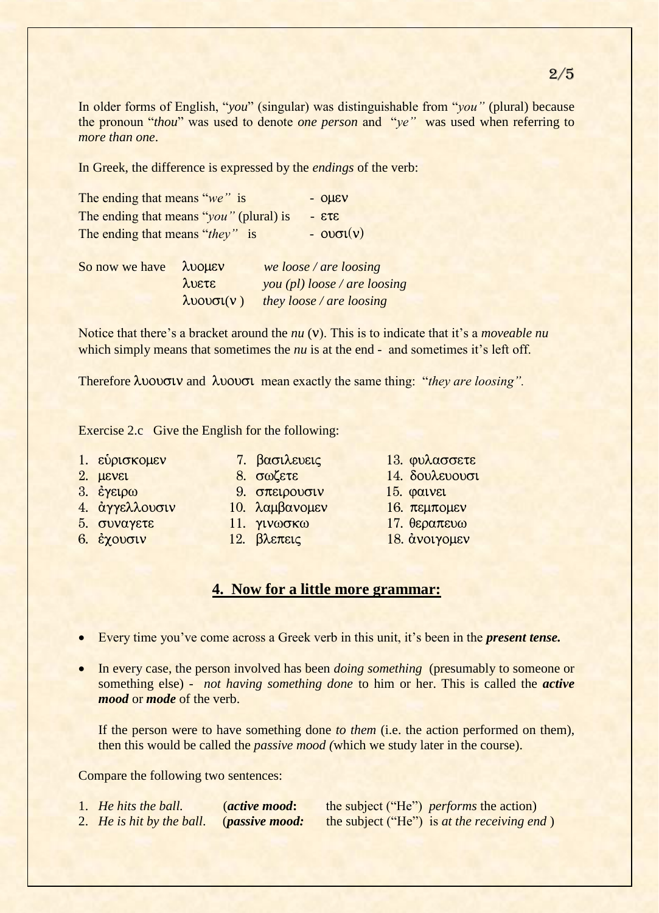In older forms of English, "*you*" (singular) was distinguishable from "*you"* (plural) because the pronoun "*thou*" was used to denote *one person* and "*ye"* was used when referring to *more than one*.

In Greek, the difference is expressed by the *endings* of the verb:

| | |
|---|---|
| The ending that means "*we"* is | - ομεν |
| The ending that means "*you"* (plural) is | - ετε |
| The ending that means "*they"* is | - ουσι(ν) |

| | | |
|---|---|---|
| So now we have | λυομεν | *we loose / are loosing* |
| | λυετε | *you (pl) loose / are loosing* |
| | λυουσι(ν ) | *they loose / are loosing* |

Notice that there's a bracket around the *nu* (ν). This is to indicate that it's a *moveable nu* which simply means that sometimes the *nu* is at the end - and sometimes it's left off.

Therefore λυουσιν and λυουσι mean exactly the same thing: "*they are loosing".*

Exercise 2.c Give the English for the following:

1. εὑρισκομεν
2. μενει
3. ἐγειρω
4. ἀγγελλουσιν
5. συναγετε
6. ἐχουσιν
7. βασιλευεις
8. σωζετε
9. σπειρουσιν
10. λαμβανομεν
11. γινωσκω
12. βλεπεις
13. φυλασσετε
14. δουλευουσι
15. φαινει
16. πεμπομεν
17. θεραπευω
18. ἀνοιγομεν

## 4. Now for a little more grammar:

- Every time you've come across a Greek verb in this unit, it's been in the ***present tense.***
- In every case, the person involved has been *doing something* (presumably to someone or something else) - *not having something done* to him or her. This is called the ***active mood*** or ***mode*** of the verb.

  If the person were to have something done *to them* (i.e. the action performed on them), then this would be called the *passive mood (*which we study later in the course).

Compare the following two sentences:

1. *He hits the ball.* (***active mood*:** the subject ("He") *performs* the action)
2. *He is hit by the ball*. (***passive mood:*** the subject ("He") is *at the receiving end* )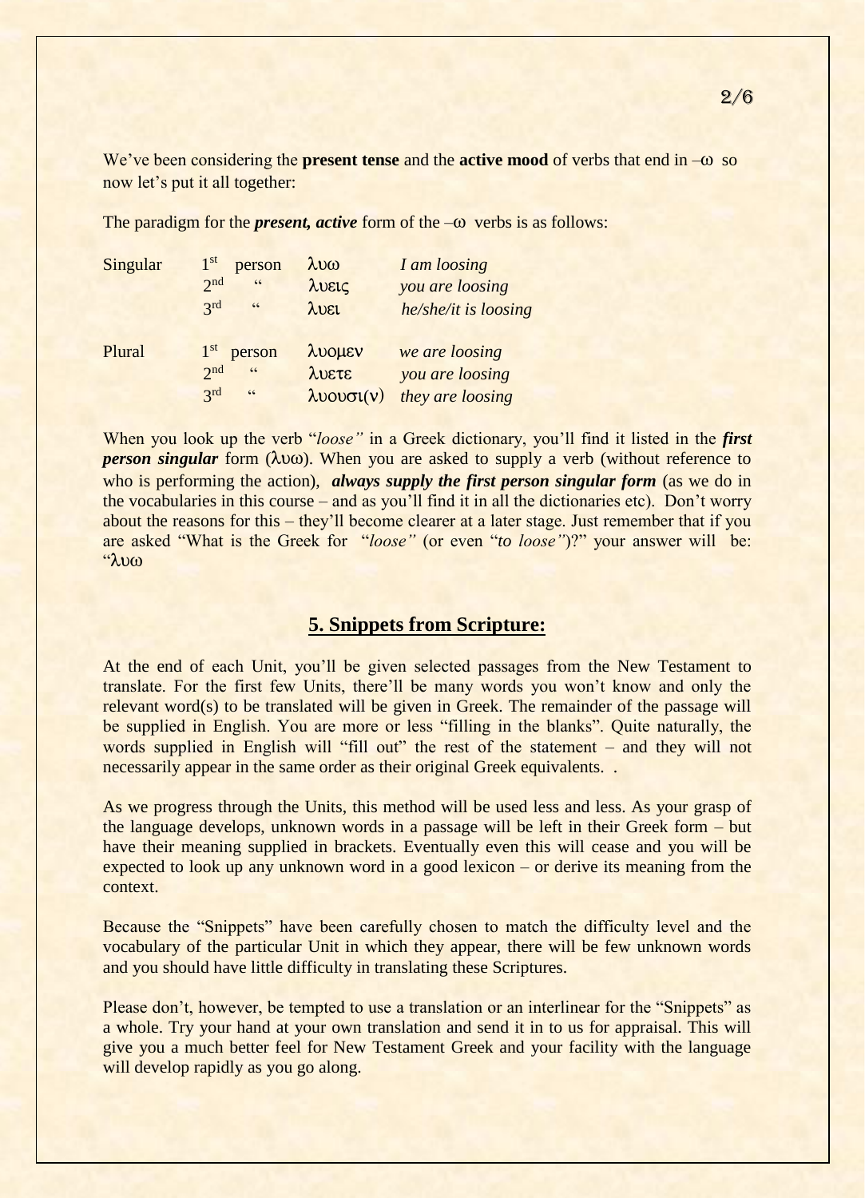We've been considering the **present tense** and the **active mood** of verbs that end in –ω so now let's put it all together:

The paradigm for the ***present, active*** form of the –ω verbs is as follows:

| | | | |
|---|---|---|---|
| Singular | 1st person | λυω | *I am loosing* |
| | 2nd " | λυεις | *you are loosing* |
| | 3rd " | λυει | *he/she/it is loosing* |
| Plural | 1st person | λυομεν | *we are loosing* |
| | 2nd " | λυετε | *you are loosing* |
| | 3rd " | λυουσι(ν) | *they are loosing* |

When you look up the verb "*loose"* in a Greek dictionary, you'll find it listed in the ***first person singular*** form (λυω). When you are asked to supply a verb (without reference to who is performing the action), ***always supply the first person singular form*** (as we do in the vocabularies in this course – and as you'll find it in all the dictionaries etc). Don't worry about the reasons for this – they'll become clearer at a later stage. Just remember that if you are asked "What is the Greek for "*loose"* (or even "*to loose"*)?" your answer will be: "λυω

## 5. Snippets from Scripture:

At the end of each Unit, you'll be given selected passages from the New Testament to translate. For the first few Units, there'll be many words you won't know and only the relevant word(s) to be translated will be given in Greek. The remainder of the passage will be supplied in English. You are more or less "filling in the blanks". Quite naturally, the words supplied in English will "fill out" the rest of the statement – and they will not necessarily appear in the same order as their original Greek equivalents. .

As we progress through the Units, this method will be used less and less. As your grasp of the language develops, unknown words in a passage will be left in their Greek form – but have their meaning supplied in brackets. Eventually even this will cease and you will be expected to look up any unknown word in a good lexicon – or derive its meaning from the context.

Because the "Snippets" have been carefully chosen to match the difficulty level and the vocabulary of the particular Unit in which they appear, there will be few unknown words and you should have little difficulty in translating these Scriptures.

Please don't, however, be tempted to use a translation or an interlinear for the "Snippets" as a whole. Try your hand at your own translation and send it in to us for appraisal. This will give you a much better feel for New Testament Greek and your facility with the language will develop rapidly as you go along.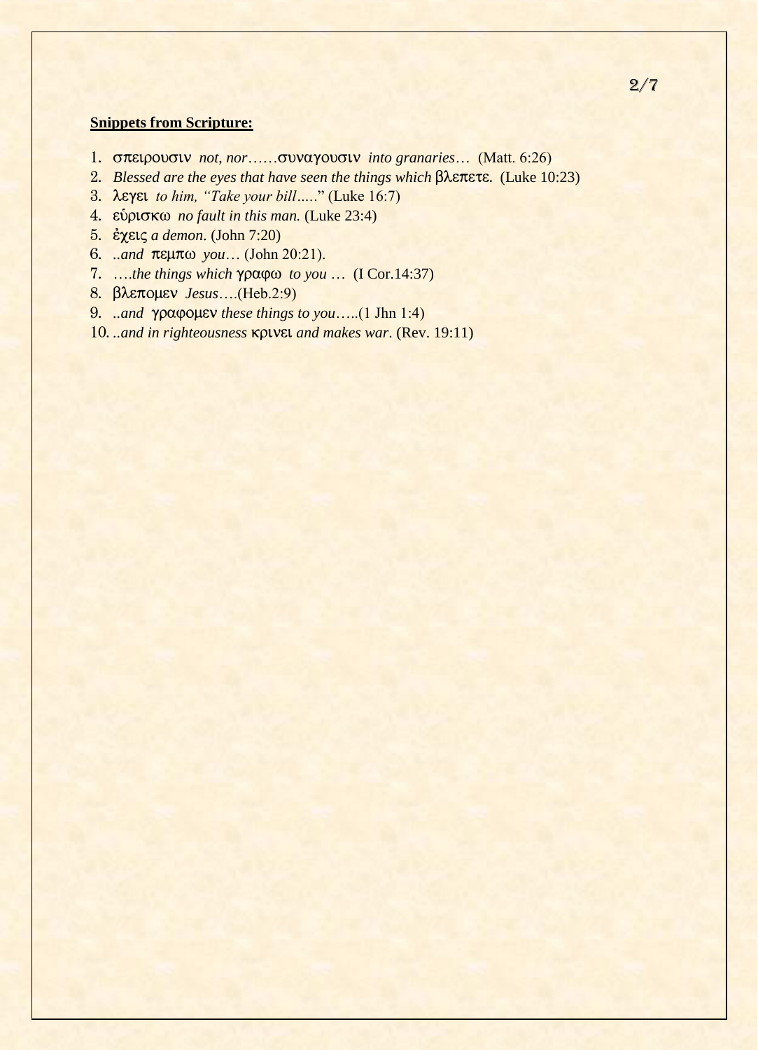**Snippets from Scripture:**

1. σπειρουσιν *not, nor*……συναγουσιν *into granaries*… (Matt. 6:26)
2. *Blessed are the eyes that have seen the things which* βλεπετε. (Luke 10:23)
3. λεγει *to him, "Take your bill….*" (Luke 16:7)
4. εὑρισκω *no fault in this man.* (Luke 23:4)
5. ἐχεις *a demon*. (John 7:20)
6. *..and* πεμπω *you*… (John 20:21).
7. ….*the things which* γραφω *to you* … (I Cor.14:37)
8. βλεπομεν *Jesus*….(Heb.2:9)
9. *..and* γραφομεν *these things to you*…..(1 Jhn 1:4)
10. *..and in righteousness* κρινει *and makes war*. (Rev. 19:11)